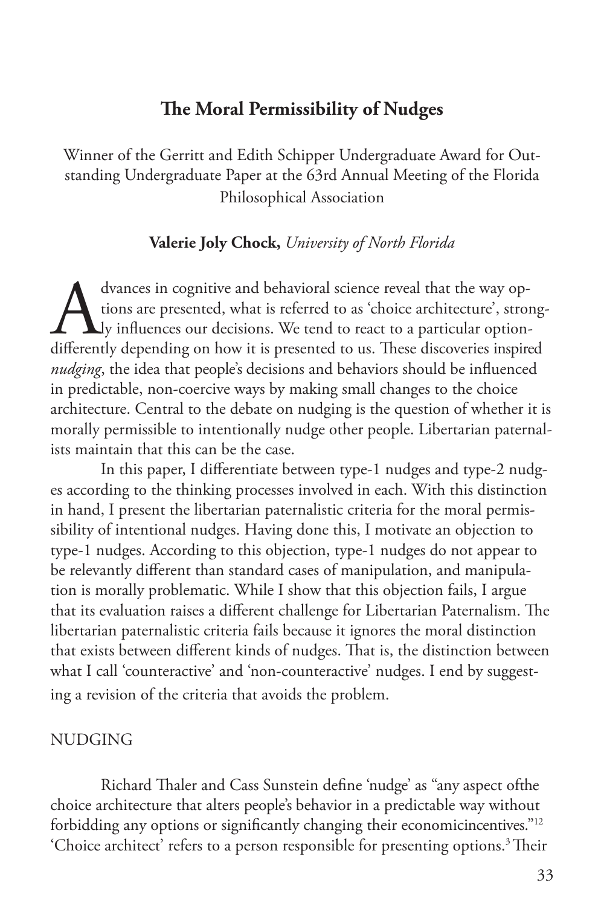# The Moral Permissibility of Nudges

Winner of the Gerritt and Edith Schipper Undergraduate Award for Outstanding Undergraduate Paper at the 63rd Annual Meeting of the Florida Philosophical Association

**Valerie Joly Chock,** *University of North Florida*

Advances in cognitive and behavioral science reveal that the way options are presented, what is referred to as 'choice architecture', strongly influences our decisions. We tend to react to a particular option differently depending on how it is presented to us. These discoveries inspired *nudging*, the idea that people's decisions and behaviors should be influenced in predictable, non-coercive ways by making small changes to the choice architecture. Central to the debate on nudging is the question of whether it is morally permissible to intentionally nudge other people. Libertarian paternalists maintain that this can be the case.

In this paper, I differentiate between type-1 nudges and type-2 nudges according to the thinking processes involved in each. With this distinction in hand, I present the libertarian paternalistic criteria for the moral permissibility of intentional nudges. Having done this, I motivate an objection to type-1 nudges. According to this objection, type-1 nudges do not appear to be relevantly different than standard cases of manipulation, and manipulation is morally problematic. While I show that this objection fails, I argue that its evaluation raises a different challenge for Libertarian Paternalism. The libertarian paternalistic criteria fails because it ignores the moral distinction that exists between different kinds of nudges. That is, the distinction between what I call 'counteractive' and 'non-counteractive' nudges. I end by suggesting a revision of the criteria that avoids the problem.

## NUDGING

Richard Thaler and Cass Sunstein define 'nudge' as "any aspect ofthe choice architecture that alters people's behavior in a predictable way without forbidding any options or significantly changing their economicincentives."[12] 'Choice architect' refers to a person responsible for presenting options.[3] Their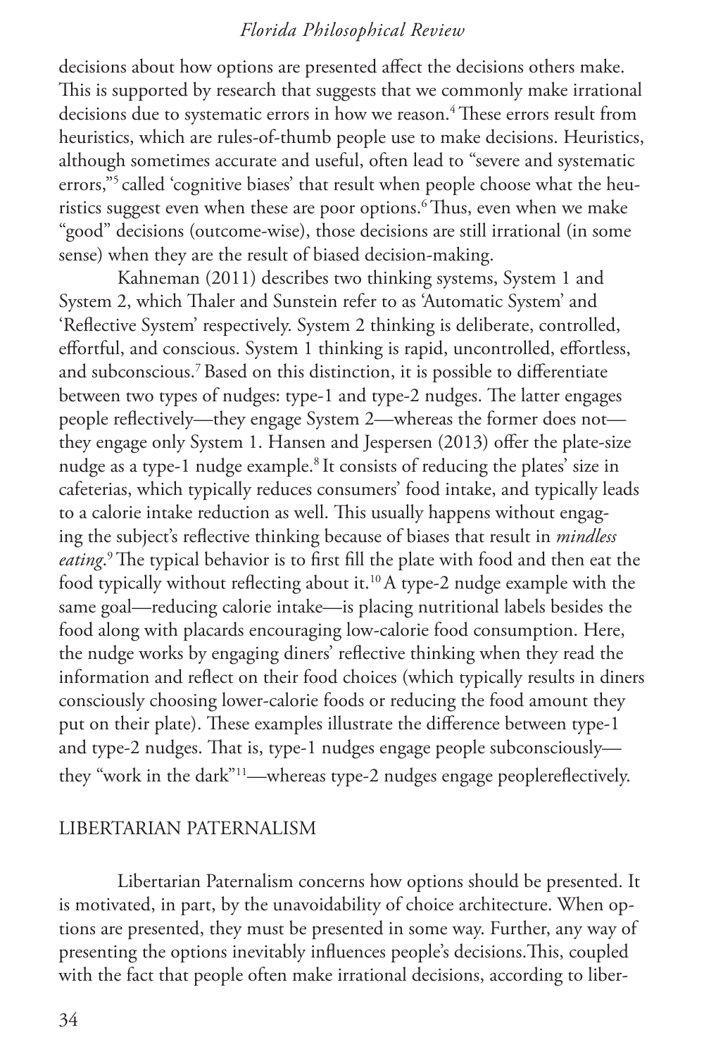decisions about how options are presented affect the decisions others make. This is supported by research that suggests that we commonly make irrational decisions due to systematic errors in how we reason.[4] These errors result from heuristics, which are rules-of-thumb people use to make decisions. Heuristics, although sometimes accurate and useful, often lead to "severe and systematic errors,"[5] called 'cognitive biases' that result when people choose what the heuristics suggest even when these are poor options.[6] Thus, even when we make "good" decisions (outcome-wise), those decisions are still irrational (in some sense) when they are the result of biased decision-making.

Kahneman (2011) describes two thinking systems, System 1 and System 2, which Thaler and Sunstein refer to as 'Automatic System' and 'Reflective System' respectively. System 2 thinking is deliberate, controlled, effortful, and conscious. System 1 thinking is rapid, uncontrolled, effortless, and subconscious.[7] Based on this distinction, it is possible to differentiate between two types of nudges: type-1 and type-2 nudges. The latter engages people reflectively—they engage System 2—whereas the former does not—they engage only System 1. Hansen and Jespersen (2013) offer the plate-size nudge as a type-1 nudge example.[8] It consists of reducing the plates' size in cafeterias, which typically reduces consumers' food intake, and typically leads to a calorie intake reduction as well. This usually happens without engaging the subject's reflective thinking because of biases that result in *mindless eating*.[9] The typical behavior is to first fill the plate with food and then eat the food typically without reflecting about it.[10] A type-2 nudge example with the same goal—reducing calorie intake—is placing nutritional labels besides the food along with placards encouraging low-calorie food consumption. Here, the nudge works by engaging diners' reflective thinking when they read the information and reflect on their food choices (which typically results in diners consciously choosing lower-calorie foods or reducing the food amount they put on their plate). These examples illustrate the difference between type-1 and type-2 nudges. That is, type-1 nudges engage people subconsciously—they "work in the dark"[11]—whereas type-2 nudges engage peoplereflectively.

## LIBERTARIAN PATERNALISM

Libertarian Paternalism concerns how options should be presented. It is motivated, in part, by the unavoidability of choice architecture. When options are presented, they must be presented in some way. Further, any way of presenting the options inevitably influences people's decisions.This, coupled with the fact that people often make irrational decisions, according to liber-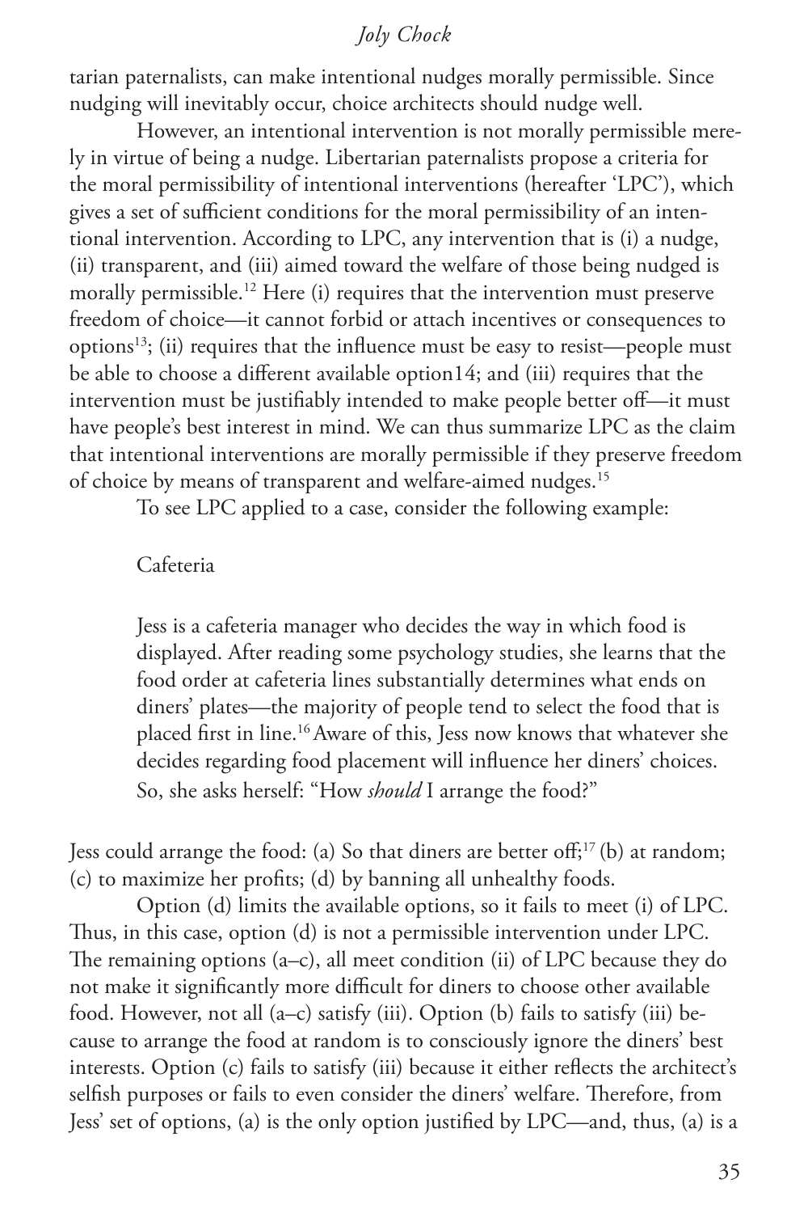tarian paternalists, can make intentional nudges morally permissible. Since nudging will inevitably occur, choice architects should nudge well.

However, an intentional intervention is not morally permissible merely in virtue of being a nudge. Libertarian paternalists propose a criteria for the moral permissibility of intentional interventions (hereafter 'LPC'), which gives a set of sufficient conditions for the moral permissibility of an intentional intervention. According to LPC, any intervention that is (i) a nudge, (ii) transparent, and (iii) aimed toward the welfare of those being nudged is morally permissible.[12] Here (i) requires that the intervention must preserve freedom of choice—it cannot forbid or attach incentives or consequences to options[13]; (ii) requires that the influence must be easy to resist—people must be able to choose a different available option14; and (iii) requires that the intervention must be justifiably intended to make people better off—it must have people's best interest in mind. We can thus summarize LPC as the claim that intentional interventions are morally permissible if they preserve freedom of choice by means of transparent and welfare-aimed nudges.[15]

To see LPC applied to a case, consider the following example:

> Cafeteria
>
> Jess is a cafeteria manager who decides the way in which food is displayed. After reading some psychology studies, she learns that the food order at cafeteria lines substantially determines what ends on diners' plates—the majority of people tend to select the food that is placed first in line.[16] Aware of this, Jess now knows that whatever she decides regarding food placement will influence her diners' choices. So, she asks herself: "How *should* I arrange the food?"

Jess could arrange the food: (a) So that diners are better off;[17] (b) at random; (c) to maximize her profits; (d) by banning all unhealthy foods.

Option (d) limits the available options, so it fails to meet (i) of LPC. Thus, in this case, option (d) is not a permissible intervention under LPC. The remaining options (a–c), all meet condition (ii) of LPC because they do not make it significantly more difficult for diners to choose other available food. However, not all (a–c) satisfy (iii). Option (b) fails to satisfy (iii) because to arrange the food at random is to consciously ignore the diners' best interests. Option (c) fails to satisfy (iii) because it either reflects the architect's selfish purposes or fails to even consider the diners' welfare. Therefore, from Jess' set of options, (a) is the only option justified by LPC—and, thus, (a) is a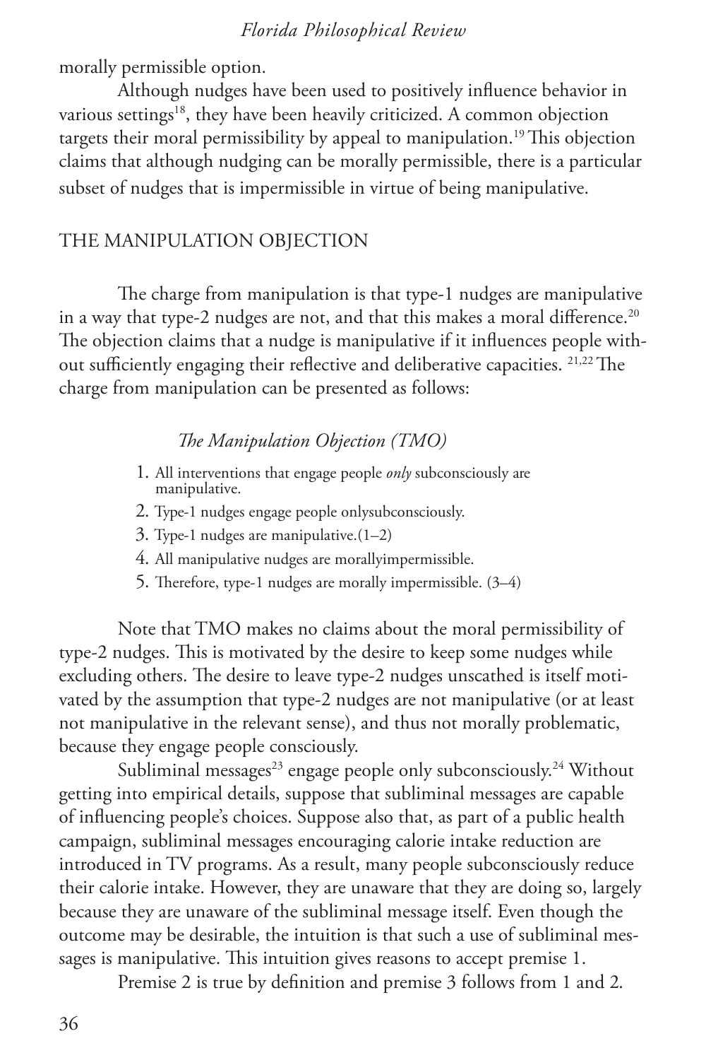morally permissible option.

Although nudges have been used to positively influence behavior in various settings[18], they have been heavily criticized. A common objection targets their moral permissibility by appeal to manipulation.[19] This objection claims that although nudging can be morally permissible, there is a particular subset of nudges that is impermissible in virtue of being manipulative.

## THE MANIPULATION OBJECTION

The charge from manipulation is that type-1 nudges are manipulative in a way that type-2 nudges are not, and that this makes a moral difference.[20] The objection claims that a nudge is manipulative if it influences people without sufficiently engaging their reflective and deliberative capacities. [21,22] The charge from manipulation can be presented as follows:

*The Manipulation Objection (TMO)*

1. All interventions that engage people *only* subconsciously are manipulative.
2. Type-1 nudges engage people onlysubconsciously.
3. Type-1 nudges are manipulative.(1–2)
4. All manipulative nudges are morallyimpermissible.
5. Therefore, type-1 nudges are morally impermissible. (3–4)

Note that TMO makes no claims about the moral permissibility of type-2 nudges. This is motivated by the desire to keep some nudges while excluding others. The desire to leave type-2 nudges unscathed is itself motivated by the assumption that type-2 nudges are not manipulative (or at least not manipulative in the relevant sense), and thus not morally problematic, because they engage people consciously.

Subliminal messages[23] engage people only subconsciously.[24] Without getting into empirical details, suppose that subliminal messages are capable of influencing people's choices. Suppose also that, as part of a public health campaign, subliminal messages encouraging calorie intake reduction are introduced in TV programs. As a result, many people subconsciously reduce their calorie intake. However, they are unaware that they are doing so, largely because they are unaware of the subliminal message itself. Even though the outcome may be desirable, the intuition is that such a use of subliminal messages is manipulative. This intuition gives reasons to accept premise 1.

Premise 2 is true by definition and premise 3 follows from 1 and 2.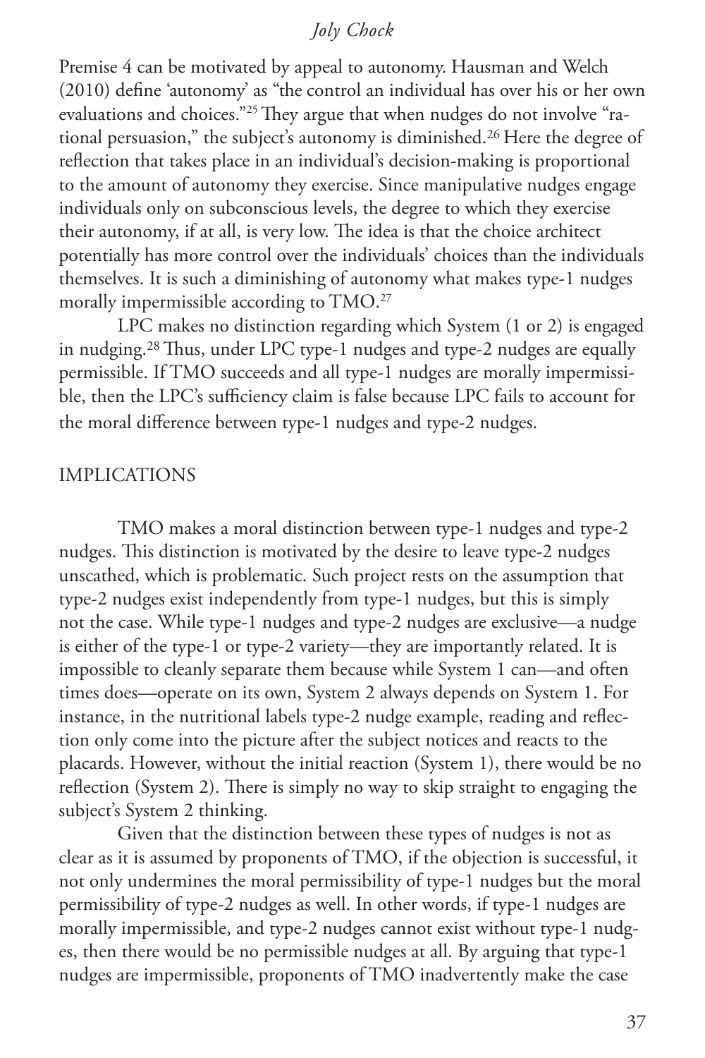Premise 4 can be motivated by appeal to autonomy. Hausman and Welch (2010) define 'autonomy' as "the control an individual has over his or her own evaluations and choices."[25] They argue that when nudges do not involve "rational persuasion," the subject's autonomy is diminished.[26] Here the degree of reflection that takes place in an individual's decision-making is proportional to the amount of autonomy they exercise. Since manipulative nudges engage individuals only on subconscious levels, the degree to which they exercise their autonomy, if at all, is very low. The idea is that the choice architect potentially has more control over the individuals' choices than the individuals themselves. It is such a diminishing of autonomy what makes type-1 nudges morally impermissible according to TMO.[27]

LPC makes no distinction regarding which System (1 or 2) is engaged in nudging.[28] Thus, under LPC type-1 nudges and type-2 nudges are equally permissible. If TMO succeeds and all type-1 nudges are morally impermissible, then the LPC's sufficiency claim is false because LPC fails to account for the moral difference between type-1 nudges and type-2 nudges.

## IMPLICATIONS

TMO makes a moral distinction between type-1 nudges and type-2 nudges. This distinction is motivated by the desire to leave type-2 nudges unscathed, which is problematic. Such project rests on the assumption that type-2 nudges exist independently from type-1 nudges, but this is simply not the case. While type-1 nudges and type-2 nudges are exclusive—a nudge is either of the type-1 or type-2 variety—they are importantly related. It is impossible to cleanly separate them because while System 1 can—and often times does—operate on its own, System 2 always depends on System 1. For instance, in the nutritional labels type-2 nudge example, reading and reflection only come into the picture after the subject notices and reacts to the placards. However, without the initial reaction (System 1), there would be no reflection (System 2). There is simply no way to skip straight to engaging the subject's System 2 thinking.

Given that the distinction between these types of nudges is not as clear as it is assumed by proponents of TMO, if the objection is successful, it not only undermines the moral permissibility of type-1 nudges but the moral permissibility of type-2 nudges as well. In other words, if type-1 nudges are morally impermissible, and type-2 nudges cannot exist without type-1 nudges, then there would be no permissible nudges at all. By arguing that type-1 nudges are impermissible, proponents of TMO inadvertently make the case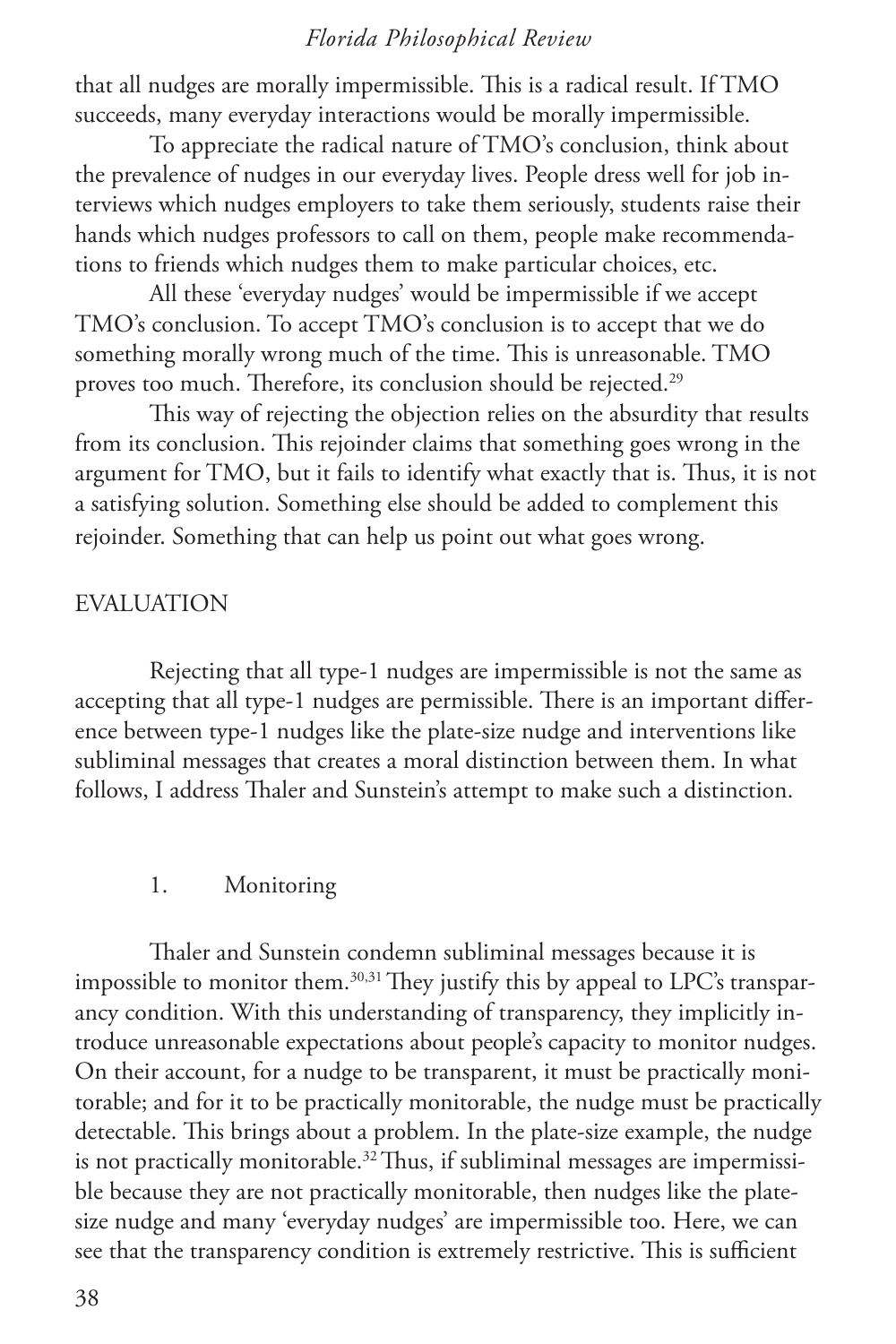that all nudges are morally impermissible. This is a radical result. If TMO succeeds, many everyday interactions would be morally impermissible.

To appreciate the radical nature of TMO's conclusion, think about the prevalence of nudges in our everyday lives. People dress well for job interviews which nudges employers to take them seriously, students raise their hands which nudges professors to call on them, people make recommendations to friends which nudges them to make particular choices, etc.

All these 'everyday nudges' would be impermissible if we accept TMO's conclusion. To accept TMO's conclusion is to accept that we do something morally wrong much of the time. This is unreasonable. TMO proves too much. Therefore, its conclusion should be rejected.[29]

This way of rejecting the objection relies on the absurdity that results from its conclusion. This rejoinder claims that something goes wrong in the argument for TMO, but it fails to identify what exactly that is. Thus, it is not a satisfying solution. Something else should be added to complement this rejoinder. Something that can help us point out what goes wrong.

## EVALUATION

Rejecting that all type-1 nudges are impermissible is not the same as accepting that all type-1 nudges are permissible. There is an important difference between type-1 nudges like the plate-size nudge and interventions like subliminal messages that creates a moral distinction between them. In what follows, I address Thaler and Sunstein's attempt to make such a distinction.

### 1. Monitoring

Thaler and Sunstein condemn subliminal messages because it is impossible to monitor them.[30,31] They justify this by appeal to LPC's transparancy condition. With this understanding of transparency, they implicitly introduce unreasonable expectations about people's capacity to monitor nudges. On their account, for a nudge to be transparent, it must be practically monitorable; and for it to be practically monitorable, the nudge must be practically detectable. This brings about a problem. In the plate-size example, the nudge is not practically monitorable.[32] Thus, if subliminal messages are impermissible because they are not practically monitorable, then nudges like the plate-size nudge and many 'everyday nudges' are impermissible too. Here, we can see that the transparency condition is extremely restrictive. This is sufficient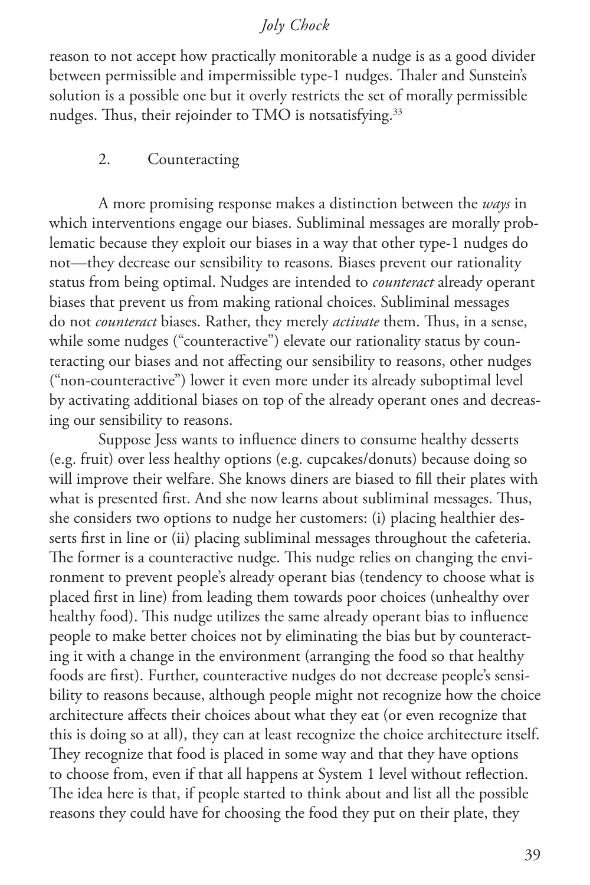reason to not accept how practically monitorable a nudge is as a good divider between permissible and impermissible type-1 nudges. Thaler and Sunstein's solution is a possible one but it overly restricts the set of morally permissible nudges. Thus, their rejoinder to TMO is notsatisfying.[33]

## 2. Counteracting

A more promising response makes a distinction between the *ways* in which interventions engage our biases. Subliminal messages are morally problematic because they exploit our biases in a way that other type-1 nudges do not—they decrease our sensibility to reasons. Biases prevent our rationality status from being optimal. Nudges are intended to *counteract* already operant biases that prevent us from making rational choices. Subliminal messages do not *counteract* biases. Rather, they merely *activate* them. Thus, in a sense, while some nudges ("counteractive") elevate our rationality status by counteracting our biases and not affecting our sensibility to reasons, other nudges ("non-counteractive") lower it even more under its already suboptimal level by activating additional biases on top of the already operant ones and decreasing our sensibility to reasons.

Suppose Jess wants to influence diners to consume healthy desserts (e.g. fruit) over less healthy options (e.g. cupcakes/donuts) because doing so will improve their welfare. She knows diners are biased to fill their plates with what is presented first. And she now learns about subliminal messages. Thus, she considers two options to nudge her customers: (i) placing healthier desserts first in line or (ii) placing subliminal messages throughout the cafeteria. The former is a counteractive nudge. This nudge relies on changing the environment to prevent people's already operant bias (tendency to choose what is placed first in line) from leading them towards poor choices (unhealthy over healthy food). This nudge utilizes the same already operant bias to influence people to make better choices not by eliminating the bias but by counteracting it with a change in the environment (arranging the food so that healthy foods are first). Further, counteractive nudges do not decrease people's sensibility to reasons because, although people might not recognize how the choice architecture affects their choices about what they eat (or even recognize that this is doing so at all), they can at least recognize the choice architecture itself. They recognize that food is placed in some way and that they have options to choose from, even if that all happens at System 1 level without reflection. The idea here is that, if people started to think about and list all the possible reasons they could have for choosing the food they put on their plate, they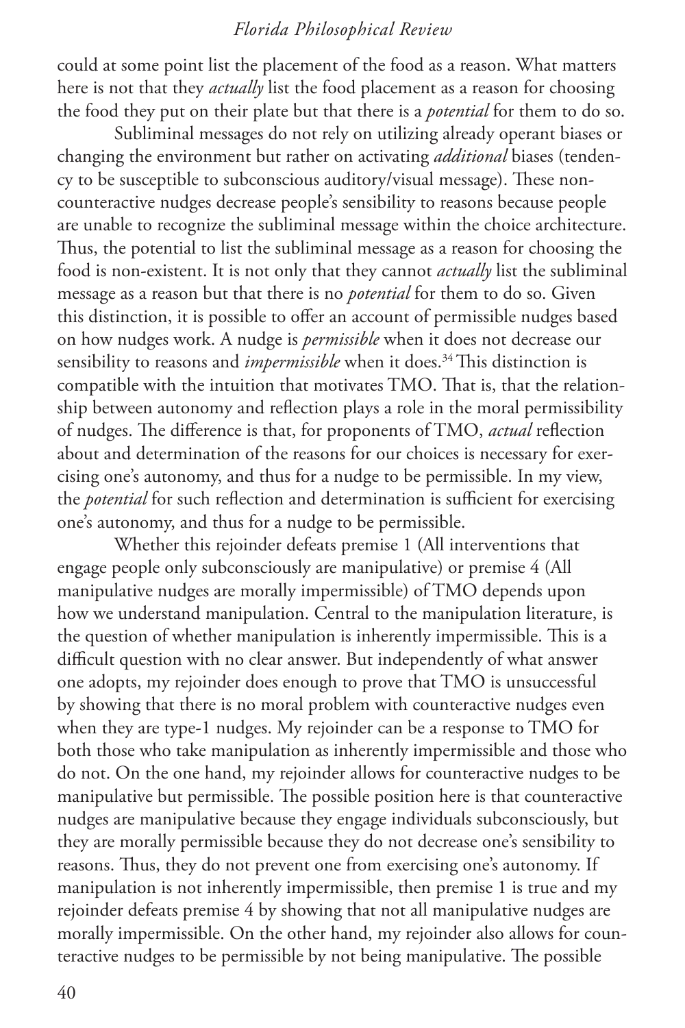could at some point list the placement of the food as a reason. What matters here is not that they *actually* list the food placement as a reason for choosing the food they put on their plate but that there is a *potential* for them to do so.

Subliminal messages do not rely on utilizing already operant biases or changing the environment but rather on activating *additional* biases (tendency to be susceptible to subconscious auditory/visual message). These non-counteractive nudges decrease people's sensibility to reasons because people are unable to recognize the subliminal message within the choice architecture. Thus, the potential to list the subliminal message as a reason for choosing the food is non-existent. It is not only that they cannot *actually* list the subliminal message as a reason but that there is no *potential* for them to do so. Given this distinction, it is possible to offer an account of permissible nudges based on how nudges work. A nudge is *permissible* when it does not decrease our sensibility to reasons and *impermissible* when it does.[34] This distinction is compatible with the intuition that motivates TMO. That is, that the relationship between autonomy and reflection plays a role in the moral permissibility of nudges. The difference is that, for proponents of TMO, *actual* reflection about and determination of the reasons for our choices is necessary for exercising one's autonomy, and thus for a nudge to be permissible. In my view, the *potential* for such reflection and determination is sufficient for exercising one's autonomy, and thus for a nudge to be permissible.

Whether this rejoinder defeats premise 1 (All interventions that engage people only subconsciously are manipulative) or premise 4 (All manipulative nudges are morally impermissible) of TMO depends upon how we understand manipulation. Central to the manipulation literature, is the question of whether manipulation is inherently impermissible. This is a difficult question with no clear answer. But independently of what answer one adopts, my rejoinder does enough to prove that TMO is unsuccessful by showing that there is no moral problem with counteractive nudges even when they are type-1 nudges. My rejoinder can be a response to TMO for both those who take manipulation as inherently impermissible and those who do not. On the one hand, my rejoinder allows for counteractive nudges to be manipulative but permissible. The possible position here is that counteractive nudges are manipulative because they engage individuals subconsciously, but they are morally permissible because they do not decrease one's sensibility to reasons. Thus, they do not prevent one from exercising one's autonomy. If manipulation is not inherently impermissible, then premise 1 is true and my rejoinder defeats premise 4 by showing that not all manipulative nudges are morally impermissible. On the other hand, my rejoinder also allows for counteractive nudges to be permissible by not being manipulative. The possible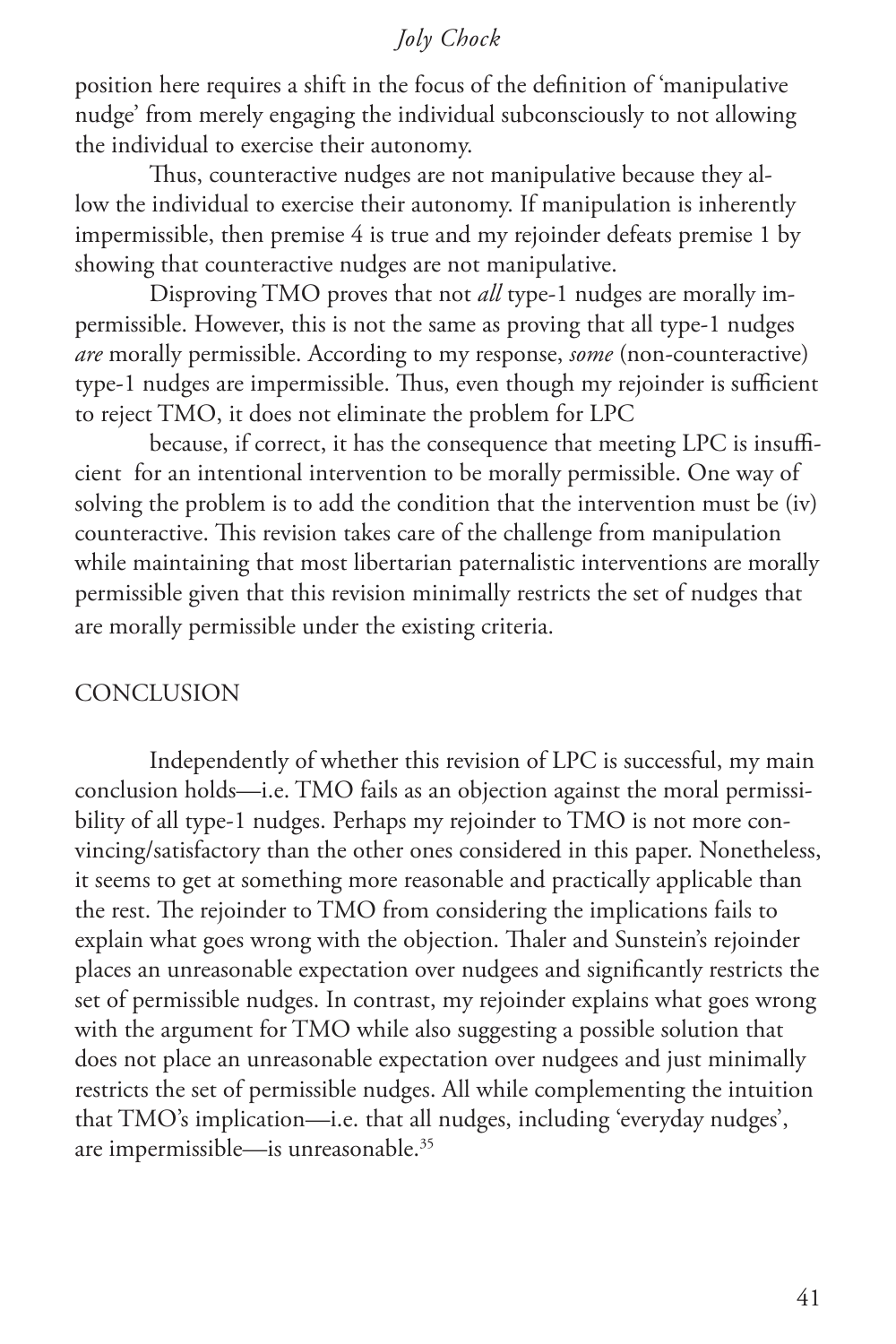position here requires a shift in the focus of the definition of 'manipulative nudge' from merely engaging the individual subconsciously to not allowing the individual to exercise their autonomy.

Thus, counteractive nudges are not manipulative because they allow the individual to exercise their autonomy. If manipulation is inherently impermissible, then premise 4 is true and my rejoinder defeats premise 1 by showing that counteractive nudges are not manipulative.

Disproving TMO proves that not *all* type-1 nudges are morally impermissible. However, this is not the same as proving that all type-1 nudges *are* morally permissible. According to my response, *some* (non-counteractive) type-1 nudges are impermissible. Thus, even though my rejoinder is sufficient to reject TMO, it does not eliminate the problem for LPC

because, if correct, it has the consequence that meeting LPC is insufficient for an intentional intervention to be morally permissible. One way of solving the problem is to add the condition that the intervention must be (iv) counteractive. This revision takes care of the challenge from manipulation while maintaining that most libertarian paternalistic interventions are morally permissible given that this revision minimally restricts the set of nudges that are morally permissible under the existing criteria.

## CONCLUSION

Independently of whether this revision of LPC is successful, my main conclusion holds—i.e. TMO fails as an objection against the moral permissibility of all type-1 nudges. Perhaps my rejoinder to TMO is not more convincing/satisfactory than the other ones considered in this paper. Nonetheless, it seems to get at something more reasonable and practically applicable than the rest. The rejoinder to TMO from considering the implications fails to explain what goes wrong with the objection. Thaler and Sunstein's rejoinder places an unreasonable expectation over nudgees and significantly restricts the set of permissible nudges. In contrast, my rejoinder explains what goes wrong with the argument for TMO while also suggesting a possible solution that does not place an unreasonable expectation over nudgees and just minimally restricts the set of permissible nudges. All while complementing the intuition that TMO's implication—i.e. that all nudges, including 'everyday nudges', are impermissible—is unreasonable.[35]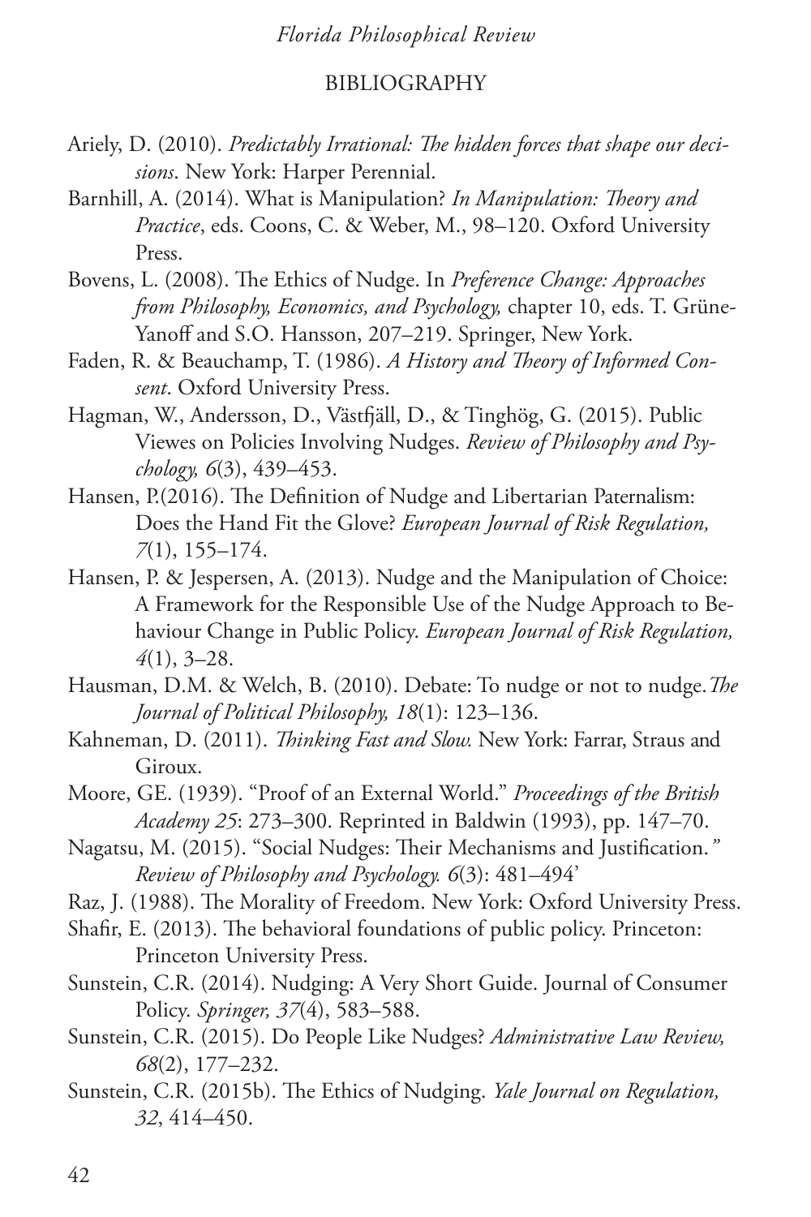## BIBLIOGRAPHY

Ariely, D. (2010). *Predictably Irrational: The hidden forces that shape our decisions*. New York: Harper Perennial.

Barnhill, A. (2014). What is Manipulation? *In Manipulation: Theory and Practice*, eds. Coons, C. & Weber, M., 98–120. Oxford University Press.

Bovens, L. (2008). The Ethics of Nudge. In *Preference Change: Approaches from Philosophy, Economics, and Psychology,* chapter 10, eds. T. Grüne-Yanoff and S.O. Hansson, 207–219. Springer, New York.

Faden, R. & Beauchamp, T. (1986). *A History and Theory of Informed Consent*. Oxford University Press.

Hagman, W., Andersson, D., Västfjäll, D., & Tinghög, G. (2015). Public Viewes on Policies Involving Nudges. *Review of Philosophy and Psychology, 6*(3), 439–453.

Hansen, P.(2016). The Definition of Nudge and Libertarian Paternalism: Does the Hand Fit the Glove? *European Journal of Risk Regulation, 7*(1), 155–174.

Hansen, P. & Jespersen, A. (2013). Nudge and the Manipulation of Choice: A Framework for the Responsible Use of the Nudge Approach to Behaviour Change in Public Policy. *European Journal of Risk Regulation, 4*(1), 3–28.

Hausman, D.M. & Welch, B. (2010). Debate: To nudge or not to nudge.*The Journal of Political Philosophy, 18*(1): 123–136.

Kahneman, D. (2011). *Thinking Fast and Slow.* New York: Farrar, Straus and Giroux.

Moore, GE. (1939). "Proof of an External World." *Proceedings of the British Academy 25*: 273–300. Reprinted in Baldwin (1993), pp. 147–70.

Nagatsu, M. (2015). "Social Nudges: Their Mechanisms and Justification." *Review of Philosophy and Psychology. 6*(3): 481–494'

Raz, J. (1988). The Morality of Freedom. New York: Oxford University Press.

Shafir, E. (2013). The behavioral foundations of public policy. Princeton: Princeton University Press.

Sunstein, C.R. (2014). Nudging: A Very Short Guide. Journal of Consumer Policy. *Springer, 37*(4), 583–588.

Sunstein, C.R. (2015). Do People Like Nudges? *Administrative Law Review, 68*(2), 177–232.

Sunstein, C.R. (2015b). The Ethics of Nudging. *Yale Journal on Regulation, 32*, 414–450.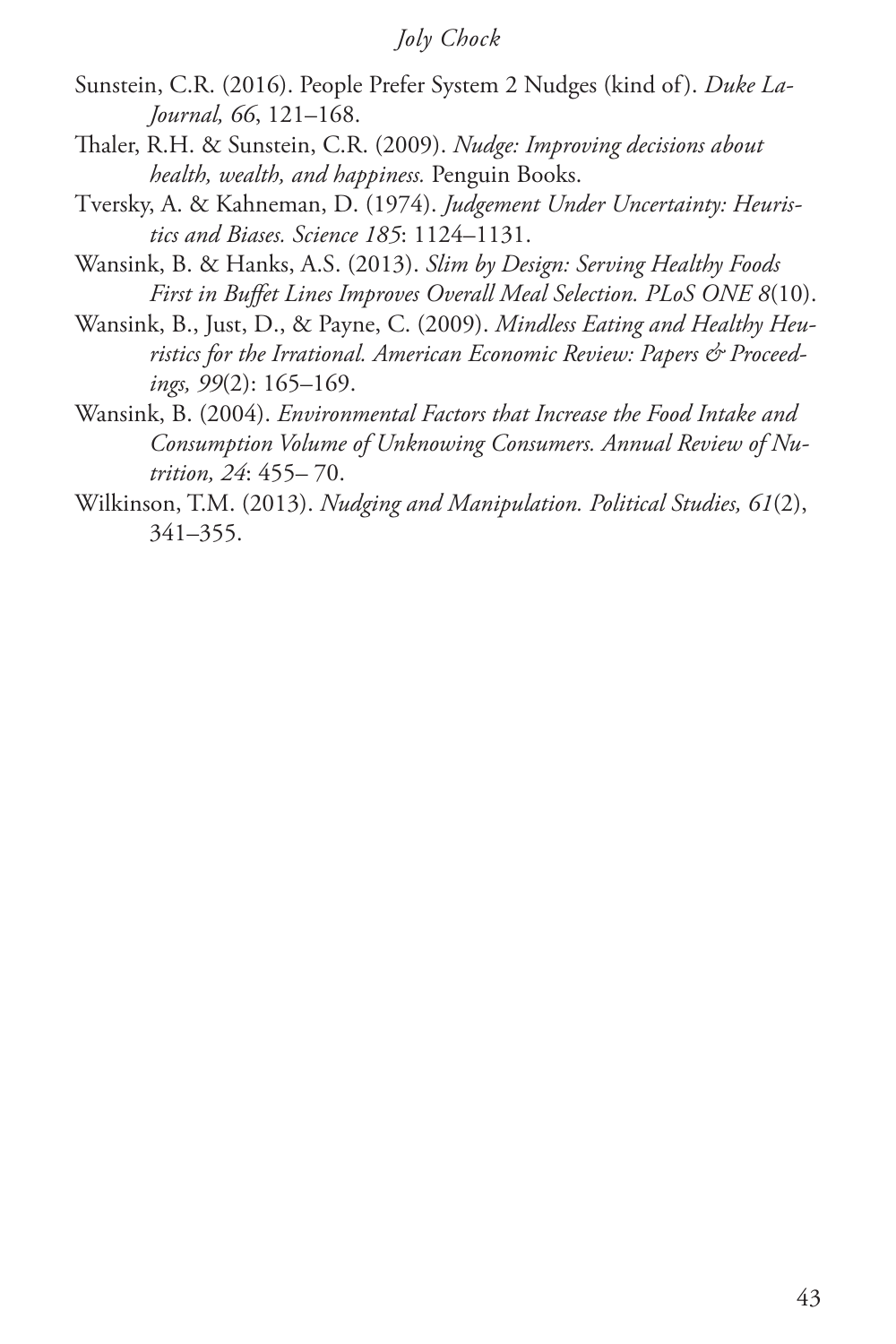Sunstein, C.R. (2016). People Prefer System 2 Nudges (kind of). *Duke La-Journal, 66*, 121–168.

Thaler, R.H. & Sunstein, C.R. (2009). *Nudge: Improving decisions about health, wealth, and happiness.* Penguin Books.

Tversky, A. & Kahneman, D. (1974). *Judgement Under Uncertainty: Heuristics and Biases. Science 185*: 1124–1131.

Wansink, B. & Hanks, A.S. (2013). *Slim by Design: Serving Healthy Foods First in Buffet Lines Improves Overall Meal Selection. PLoS ONE 8*(10).

Wansink, B., Just, D., & Payne, C. (2009). *Mindless Eating and Healthy Heuristics for the Irrational. American Economic Review: Papers & Proceedings, 99*(2): 165–169.

Wansink, B. (2004). *Environmental Factors that Increase the Food Intake and Consumption Volume of Unknowing Consumers. Annual Review of Nutrition, 24*: 455– 70.

Wilkinson, T.M. (2013). *Nudging and Manipulation. Political Studies, 61*(2), 341–355.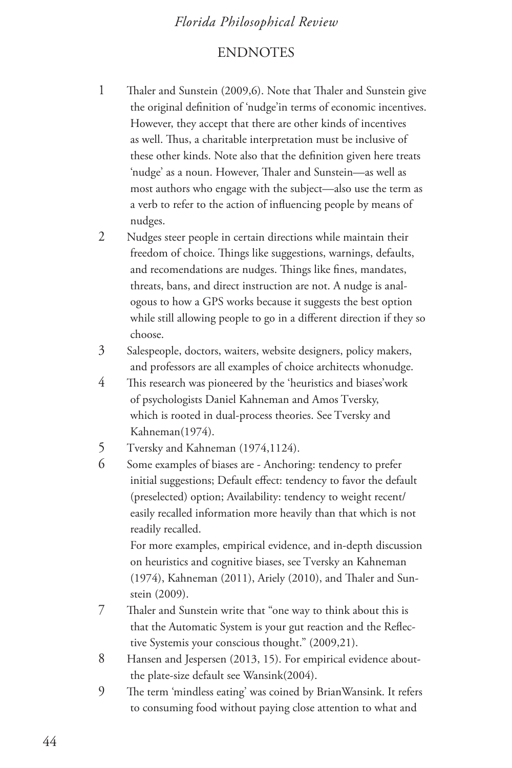## ENDNOTES

1 Thaler and Sunstein (2009,6). Note that Thaler and Sunstein give the original definition of 'nudge'in terms of economic incentives. However, they accept that there are other kinds of incentives as well. Thus, a charitable interpretation must be inclusive of these other kinds. Note also that the definition given here treats 'nudge' as a noun. However, Thaler and Sunstein—as well as most authors who engage with the subject—also use the term as a verb to refer to the action of influencing people by means of nudges.

2 Nudges steer people in certain directions while maintain their freedom of choice. Things like suggestions, warnings, defaults, and recomendations are nudges. Things like fines, mandates, threats, bans, and direct instruction are not. A nudge is analogous to how a GPS works because it suggests the best option while still allowing people to go in a different direction if they so choose.

3 Salespeople, doctors, waiters, website designers, policy makers, and professors are all examples of choice architects whonudge.

4 This research was pioneered by the 'heuristics and biases'work of psychologists Daniel Kahneman and Amos Tversky, which is rooted in dual-process theories. See Tversky and Kahneman(1974).

5 Tversky and Kahneman (1974,1124).

6 Some examples of biases are - Anchoring: tendency to prefer initial suggestions; Default effect: tendency to favor the default (preselected) option; Availability: tendency to weight recent/ easily recalled information more heavily than that which is not readily recalled.

For more examples, empirical evidence, and in-depth discussion on heuristics and cognitive biases, see Tversky an Kahneman (1974), Kahneman (2011), Ariely (2010), and Thaler and Sunstein (2009).

7 Thaler and Sunstein write that "one way to think about this is that the Automatic System is your gut reaction and the Reflective Systemis your conscious thought." (2009,21).

8 Hansen and Jespersen (2013, 15). For empirical evidence aboutthe plate-size default see Wansink(2004).

9 The term 'mindless eating' was coined by BrianWansink. It refers to consuming food without paying close attention to what and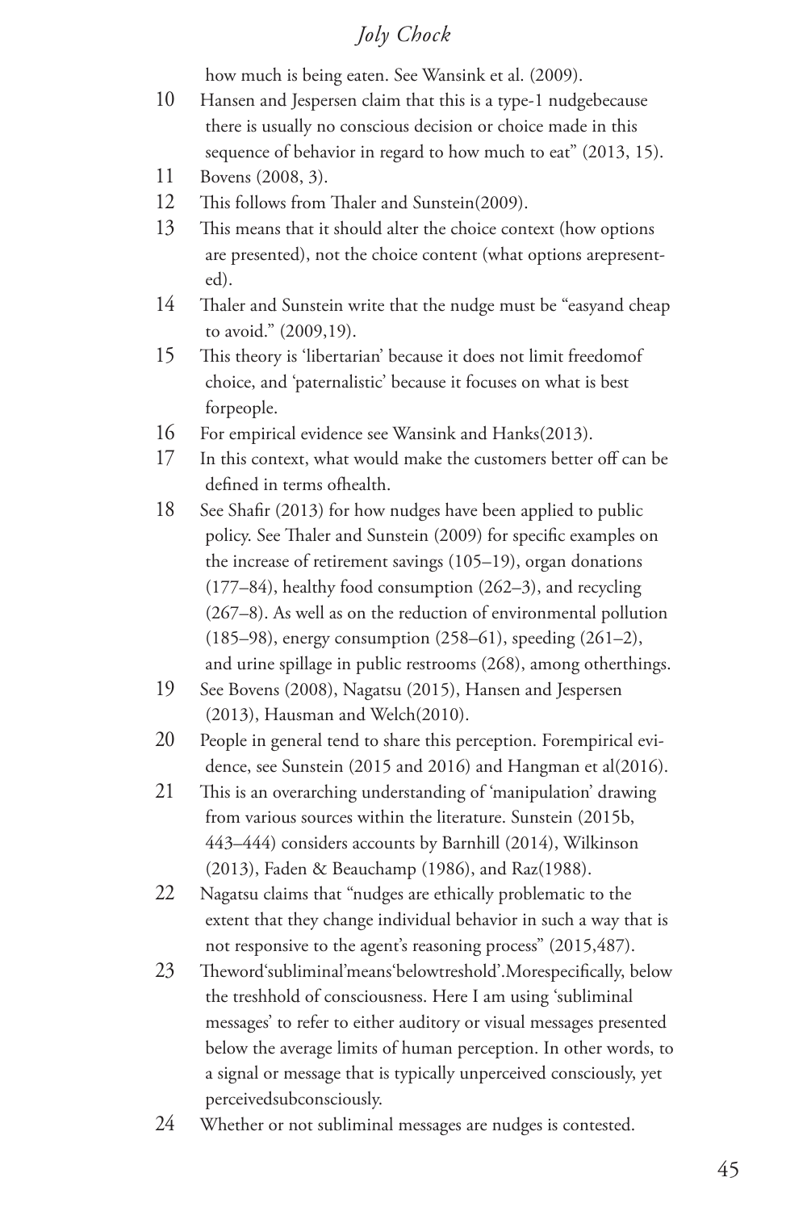how much is being eaten. See Wansink et al. (2009).

10 Hansen and Jespersen claim that this is a type-1 nudgebecause there is usually no conscious decision or choice made in this sequence of behavior in regard to how much to eat" (2013, 15).

11 Bovens (2008, 3).

12 This follows from Thaler and Sunstein(2009).

13 This means that it should alter the choice context (how options are presented), not the choice content (what options arepresented).

14 Thaler and Sunstein write that the nudge must be "easyand cheap to avoid." (2009,19).

15 This theory is 'libertarian' because it does not limit freedomof choice, and 'paternalistic' because it focuses on what is best forpeople.

16 For empirical evidence see Wansink and Hanks(2013).

17 In this context, what would make the customers better off can be defined in terms ofhealth.

18 See Shafir (2013) for how nudges have been applied to public policy. See Thaler and Sunstein (2009) for specific examples on the increase of retirement savings (105–19), organ donations (177–84), healthy food consumption (262–3), and recycling (267–8). As well as on the reduction of environmental pollution (185–98), energy consumption (258–61), speeding (261–2), and urine spillage in public restrooms (268), among otherthings.

19 See Bovens (2008), Nagatsu (2015), Hansen and Jespersen (2013), Hausman and Welch(2010).

20 People in general tend to share this perception. Forempirical evidence, see Sunstein (2015 and 2016) and Hangman et al(2016).

21 This is an overarching understanding of 'manipulation' drawing from various sources within the literature. Sunstein (2015b, 443–444) considers accounts by Barnhill (2014), Wilkinson (2013), Faden & Beauchamp (1986), and Raz(1988).

22 Nagatsu claims that "nudges are ethically problematic to the extent that they change individual behavior in such a way that is not responsive to the agent's reasoning process" (2015,487).

23 Theword'subliminal'means'belowtreshold'.Morespecifically, below the treshhold of consciousness. Here I am using 'subliminal messages' to refer to either auditory or visual messages presented below the average limits of human perception. In other words, to a signal or message that is typically unperceived consciously, yet perceivedsubconsciously.

24 Whether or not subliminal messages are nudges is contested.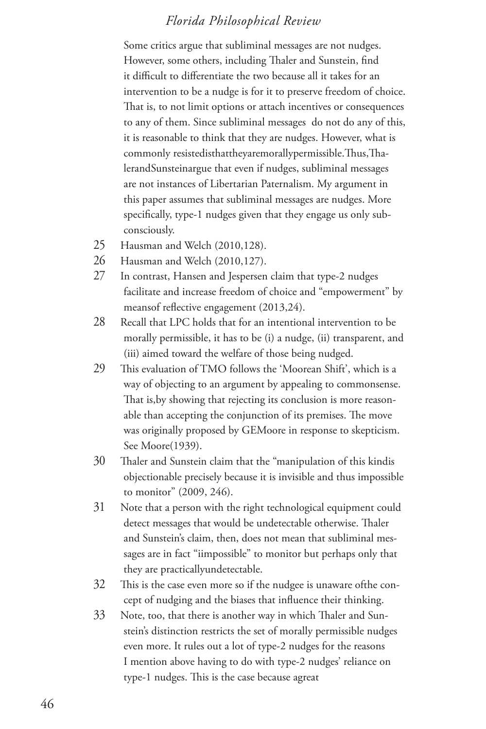Some critics argue that subliminal messages are not nudges. However, some others, including Thaler and Sunstein, find it difficult to differentiate the two because all it takes for an intervention to be a nudge is for it to preserve freedom of choice. That is, to not limit options or attach incentives or consequences to any of them. Since subliminal messages do not do any of this, it is reasonable to think that they are nudges. However, what is commonly resistedisthattheyaremorallypermissible.Thus,ThalerandSunsteinargue that even if nudges, subliminal messages are not instances of Libertarian Paternalism. My argument in this paper assumes that subliminal messages are nudges. More specifically, type-1 nudges given that they engage us only subconsciously.

25 Hausman and Welch (2010,128).

26 Hausman and Welch (2010,127).

27 In contrast, Hansen and Jespersen claim that type-2 nudges facilitate and increase freedom of choice and "empowerment" by meansof reflective engagement (2013,24).

28 Recall that LPC holds that for an intentional intervention to be morally permissible, it has to be (i) a nudge, (ii) transparent, and (iii) aimed toward the welfare of those being nudged.

29 This evaluation of TMO follows the 'Moorean Shift', which is a way of objecting to an argument by appealing to commonsense. That is,by showing that rejecting its conclusion is more reasonable than accepting the conjunction of its premises. The move was originally proposed by GEMoore in response to skepticism. See Moore(1939).

30 Thaler and Sunstein claim that the "manipulation of this kindis objectionable precisely because it is invisible and thus impossible to monitor" (2009, 246).

31 Note that a person with the right technological equipment could detect messages that would be undetectable otherwise. Thaler and Sunstein's claim, then, does not mean that subliminal messages are in fact "iimpossible" to monitor but perhaps only that they are practicallyundetectable.

32 This is the case even more so if the nudgee is unaware ofthe concept of nudging and the biases that influence their thinking.

33 Note, too, that there is another way in which Thaler and Sunstein's distinction restricts the set of morally permissible nudges even more. It rules out a lot of type-2 nudges for the reasons I mention above having to do with type-2 nudges' reliance on type-1 nudges. This is the case because agreat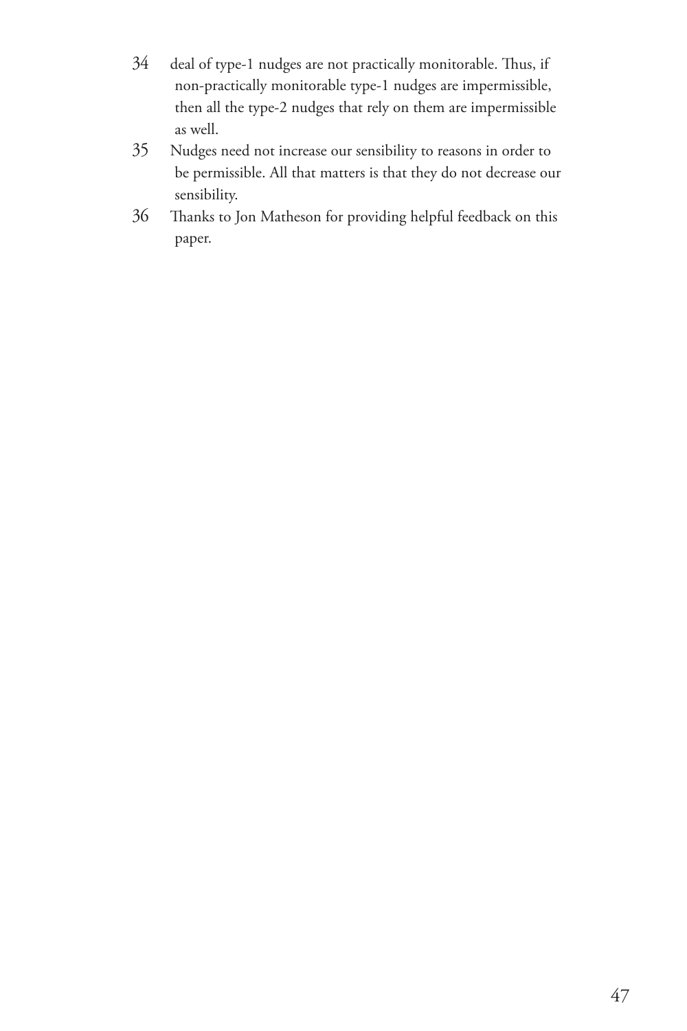34 deal of type-1 nudges are not practically monitorable. Thus, if non-practically monitorable type-1 nudges are impermissible, then all the type-2 nudges that rely on them are impermissible as well.

35 Nudges need not increase our sensibility to reasons in order to be permissible. All that matters is that they do not decrease our sensibility.

36 Thanks to Jon Matheson for providing helpful feedback on this paper.